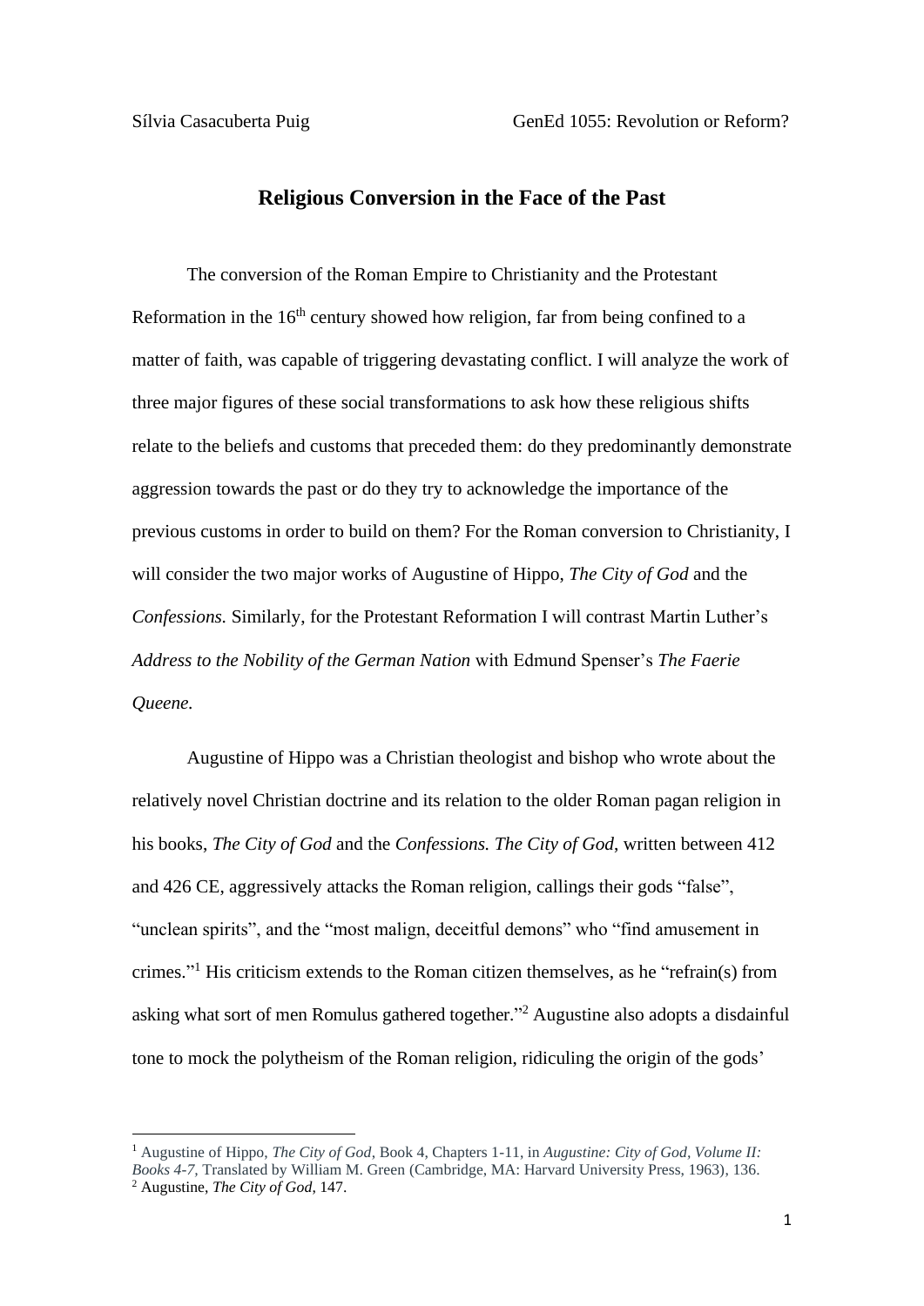Sílvia Casacuberta Puig GenEd 1055: Revolution or Reform?

# Religious Conversion in the Face of the Past

The conversion of the Roman Empire to Christianity and the Protestant Reformation in the 16th century showed how religion, far from being confined to a matter of faith, was capable of triggering devastating conflict. I will analyze the work of three major figures of these social transformations to ask how these religious shifts relate to the beliefs and customs that preceded them: do they predominantly demonstrate aggression towards the past or do they try to acknowledge the importance of the previous customs in order to build on them? For the Roman conversion to Christianity, I will consider the two major works of Augustine of Hippo, *The City of God* and the *Confessions.* Similarly, for the Protestant Reformation I will contrast Martin Luther's *Address to the Nobility of the German Nation* with Edmund Spenser's *The Faerie Queene.*

Augustine of Hippo was a Christian theologian and bishop who wrote about the relatively novel Christian doctrine and its relation to the older Roman pagan religion in his books, *The City of God* and the *Confessions. The City of God*, written between 412 and 426 CE, aggressively attacks the Roman religion, callings their gods "false", "unclean spirits", and the "most malign, deceitful demons" who "find amusement in crimes."[1] His criticism extends to the Roman citizen themselves, as he "refrain(s) from asking what sort of men Romulus gathered together."[2] Augustine also adopts a disdainful tone to mock the polytheism of the Roman religion, ridiculing the origin of the gods'

---

[1] Augustine of Hippo, *The City of God*, Book 4, Chapters 1-11, in *Augustine: City of God, Volume II: Books 4-7*, Translated by William M. Green (Cambridge, MA: Harvard University Press, 1963), 136.

[2] Augustine, *The City of God*, 147.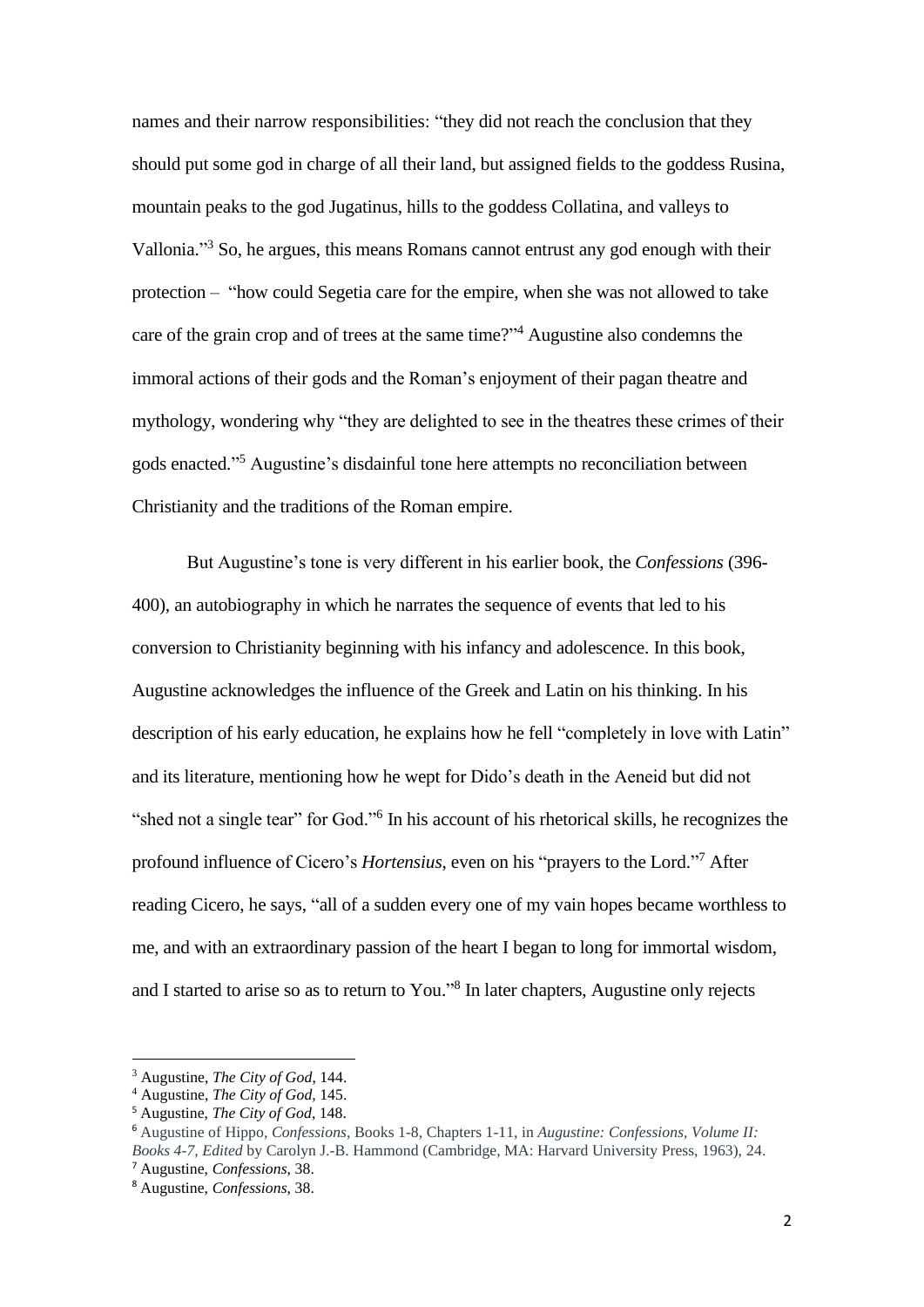names and their narrow responsibilities: "they did not reach the conclusion that they should put some god in charge of all their land, but assigned fields to the goddess Rusina, mountain peaks to the god Jugatinus, hills to the goddess Collatina, and valleys to Vallonia."[3] So, he argues, this means Romans cannot entrust any god enough with their protection – "how could Segetia care for the empire, when she was not allowed to take care of the grain crop and of trees at the same time?"[4] Augustine also condemns the immoral actions of their gods and the Roman's enjoyment of their pagan theatre and mythology, wondering why "they are delighted to see in the theatres these crimes of their gods enacted."[5] Augustine's disdainful tone here attempts no reconciliation between Christianity and the traditions of the Roman empire.

But Augustine's tone is very different in his earlier book, the *Confessions* (396-400), an autobiography in which he narrates the sequence of events that led to his conversion to Christianity beginning with his infancy and adolescence. In this book, Augustine acknowledges the influence of the Greek and Latin on his thinking. In his description of his early education, he explains how he fell "completely in love with Latin" and its literature, mentioning how he wept for Dido's death in the Aeneid but did not "shed not a single tear" for God."[6] In his account of his rhetorical skills, he recognizes the profound influence of Cicero's *Hortensius*, even on his "prayers to the Lord."[7] After reading Cicero, he says, "all of a sudden every one of my vain hopes became worthless to me, and with an extraordinary passion of the heart I began to long for immortal wisdom, and I started to arise so as to return to You."[8] In later chapters, Augustine only rejects

---

[3] Augustine, *The City of God*, 144.

[4] Augustine, *The City of God*, 145.

[5] Augustine, *The City of God*, 148.

[6] Augustine of Hippo, *Confessions*, Books 1-8, Chapters 1-11, in *Augustine: Confessions, Volume II: Books 4-7, Edited* by Carolyn J.-B. Hammond (Cambridge, MA: Harvard University Press, 1963), 24.

[7] Augustine, *Confessions*, 38.

[8] Augustine, *Confessions*, 38.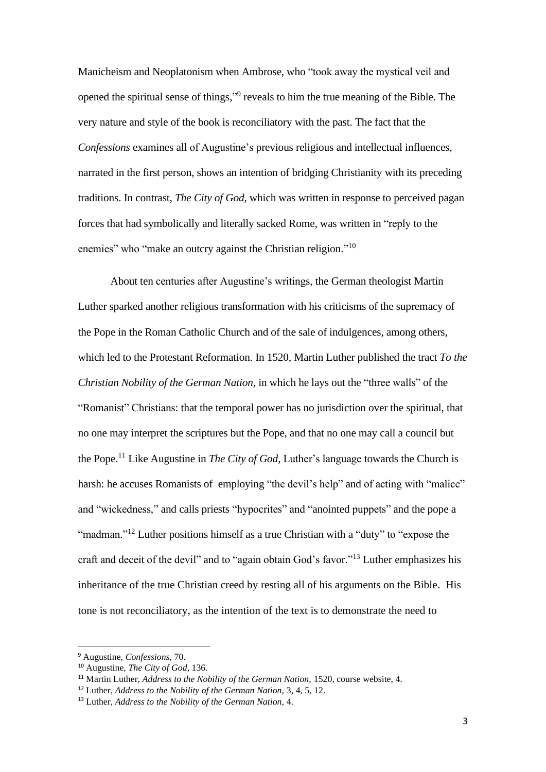Manicheism and Neoplatonism when Ambrose, who "took away the mystical veil and opened the spiritual sense of things,"[9] reveals to him the true meaning of the Bible. The very nature and style of the book is reconciliatory with the past. The fact that the *Confessions* examines all of Augustine's previous religious and intellectual influences, narrated in the first person, shows an intention of bridging Christianity with its preceding traditions. In contrast, *The City of God*, which was written in response to perceived pagan forces that had symbolically and literally sacked Rome, was written in "reply to the enemies" who "make an outcry against the Christian religion."[10]

About ten centuries after Augustine's writings, the German theologist Martin Luther sparked another religious transformation with his criticisms of the supremacy of the Pope in the Roman Catholic Church and of the sale of indulgences, among others, which led to the Protestant Reformation. In 1520, Martin Luther published the tract *To the Christian Nobility of the German Nation,* in which he lays out the "three walls" of the "Romanist" Christians: that the temporal power has no jurisdiction over the spiritual, that no one may interpret the scriptures but the Pope, and that no one may call a council but the Pope.[11] Like Augustine in *The City of God,* Luther's language towards the Church is harsh: he accuses Romanists of employing "the devil's help" and of acting with "malice" and "wickedness," and calls priests "hypocrites" and "anointed puppets" and the pope a "madman."[12] Luther positions himself as a true Christian with a "duty" to "expose the craft and deceit of the devil" and to "again obtain God's favor."[13] Luther emphasizes his inheritance of the true Christian creed by resting all of his arguments on the Bible. His tone is not reconciliatory, as the intention of the text is to demonstrate the need to

---

[9] Augustine, *Confessions*, 70.

[10] Augustine, *The City of God*, 136.

[11] Martin Luther, *Address to the Nobility of the German Nation,* 1520, course website, 4.

[12] Luther, *Address to the Nobility of the German Nation,* 3, 4, 5, 12.

[13] Luther, *Address to the Nobility of the German Nation,* 4.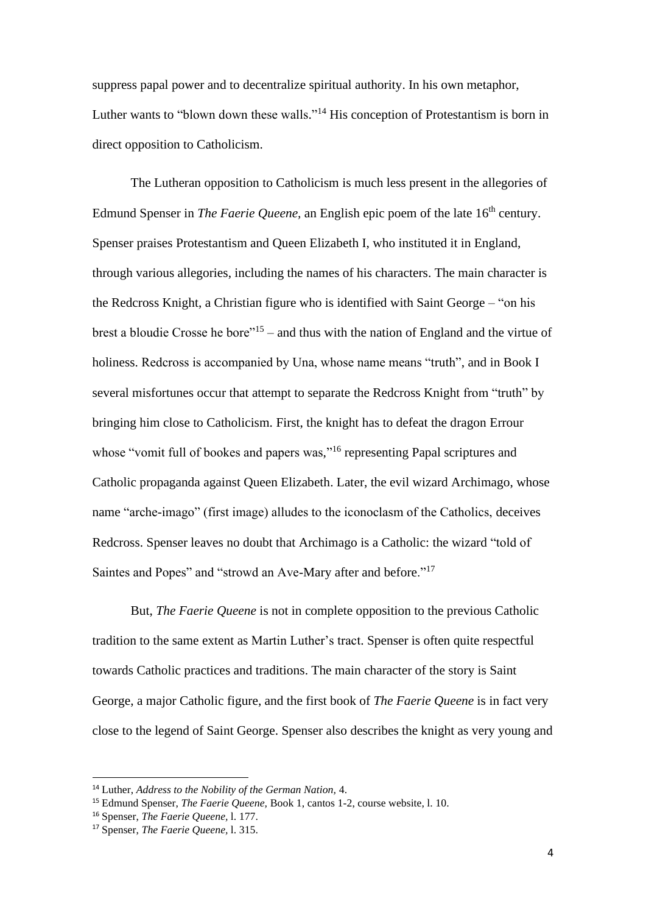suppress papal power and to decentralize spiritual authority. In his own metaphor, Luther wants to "blown down these walls."[14] His conception of Protestantism is born in direct opposition to Catholicism.

The Lutheran opposition to Catholicism is much less present in the allegories of Edmund Spenser in *The Faerie Queene*, an English epic poem of the late 16th century. Spenser praises Protestantism and Queen Elizabeth I, who instituted it in England, through various allegories, including the names of his characters. The main character is the Redcross Knight, a Christian figure who is identified with Saint George – "on his brest a bloudie Crosse he bore"[15] – and thus with the nation of England and the virtue of holiness. Redcross is accompanied by Una, whose name means "truth", and in Book I several misfortunes occur that attempt to separate the Redcross Knight from "truth" by bringing him close to Catholicism. First, the knight has to defeat the dragon Errour whose "vomit full of bookes and papers was,"[16] representing Papal scriptures and Catholic propaganda against Queen Elizabeth. Later, the evil wizard Archimago, whose name "arche-imago" (first image) alludes to the iconoclasm of the Catholics, deceives Redcross. Spenser leaves no doubt that Archimago is a Catholic: the wizard "told of Saintes and Popes" and "strowd an Ave-Mary after and before."[17]

But, *The Faerie Queene* is not in complete opposition to the previous Catholic tradition to the same extent as Martin Luther's tract. Spenser is often quite respectful towards Catholic practices and traditions. The main character of the story is Saint George, a major Catholic figure, and the first book of *The Faerie Queene* is in fact very close to the legend of Saint George. Spenser also describes the knight as very young and

---

[14] Luther, *Address to the Nobility of the German Nation*, 4.

[15] Edmund Spenser, *The Faerie Queene,* Book 1, cantos 1-2, course website, l. 10.

[16] Spenser, *The Faerie Queene,* l. 177.

[17] Spenser, *The Faerie Queene,* l. 315.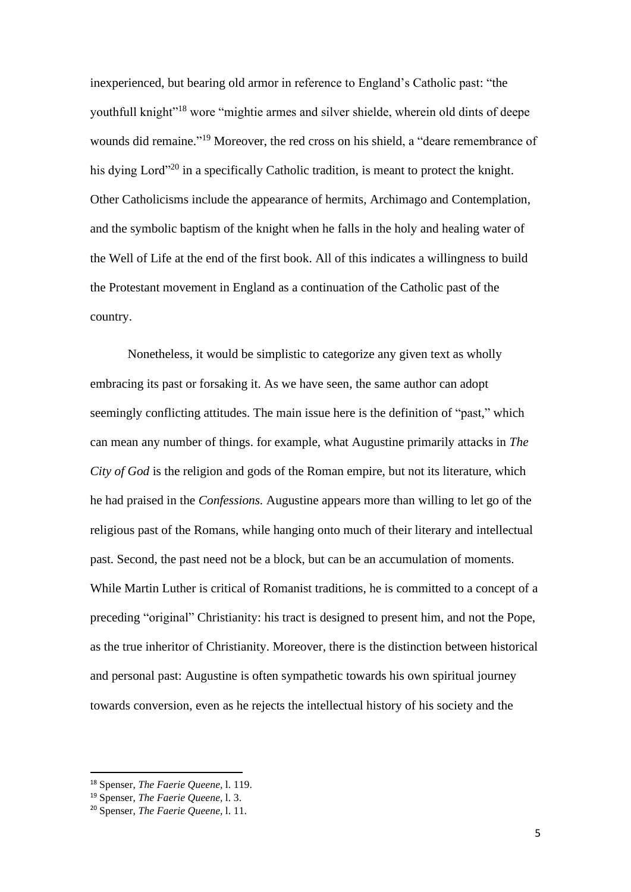inexperienced, but bearing old armor in reference to England's Catholic past: "the youthfull knight"[18] wore "mightie armes and silver shielde, wherein old dints of deepe wounds did remaine."[19] Moreover, the red cross on his shield, a "deare remembrance of his dying Lord"[20] in a specifically Catholic tradition, is meant to protect the knight. Other Catholicisms include the appearance of hermits, Archimago and Contemplation, and the symbolic baptism of the knight when he falls in the holy and healing water of the Well of Life at the end of the first book. All of this indicates a willingness to build the Protestant movement in England as a continuation of the Catholic past of the country.

Nonetheless, it would be simplistic to categorize any given text as wholly embracing its past or forsaking it. As we have seen, the same author can adopt seemingly conflicting attitudes. The main issue here is the definition of "past," which can mean any number of things. for example, what Augustine primarily attacks in *The City of God* is the religion and gods of the Roman empire, but not its literature, which he had praised in the *Confessions.* Augustine appears more than willing to let go of the religious past of the Romans, while hanging onto much of their literary and intellectual past. Second, the past need not be a block, but can be an accumulation of moments. While Martin Luther is critical of Romanist traditions, he is committed to a concept of a preceding "original" Christianity: his tract is designed to present him, and not the Pope, as the true inheritor of Christianity. Moreover, there is the distinction between historical and personal past: Augustine is often sympathetic towards his own spiritual journey towards conversion, even as he rejects the intellectual history of his society and the

[18] Spenser, *The Faerie Queene,* l. 119.

[19] Spenser, *The Faerie Queene,* l. 3.

[20] Spenser, *The Faerie Queene,* l. 11.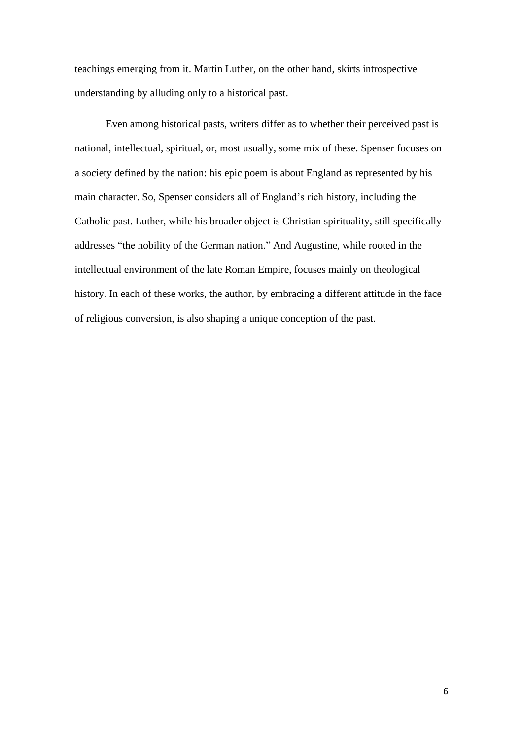teachings emerging from it. Martin Luther, on the other hand, skirts introspective understanding by alluding only to a historical past.

Even among historical pasts, writers differ as to whether their perceived past is national, intellectual, spiritual, or, most usually, some mix of these. Spenser focuses on a society defined by the nation: his epic poem is about England as represented by his main character. So, Spenser considers all of England's rich history, including the Catholic past. Luther, while his broader object is Christian spirituality, still specifically addresses "the nobility of the German nation." And Augustine, while rooted in the intellectual environment of the late Roman Empire, focuses mainly on theological history. In each of these works, the author, by embracing a different attitude in the face of religious conversion, is also shaping a unique conception of the past.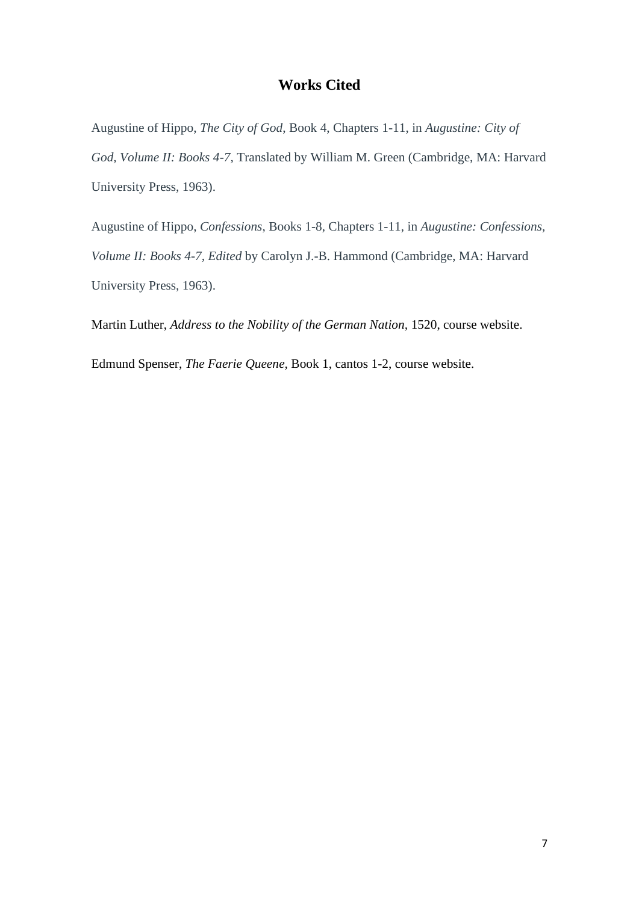# Works Cited

Augustine of Hippo, *The City of God*, Book 4, Chapters 1-11, in *Augustine: City of God, Volume II: Books 4-7,* Translated by William M. Green (Cambridge, MA: Harvard University Press, 1963).

Augustine of Hippo, *Confessions*, Books 1-8, Chapters 1-11, in *Augustine: Confessions, Volume II: Books 4-7, Edited* by Carolyn J.-B. Hammond (Cambridge, MA: Harvard University Press, 1963).

Martin Luther, *Address to the Nobility of the German Nation*, 1520, course website.

Edmund Spenser, *The Faerie Queene,* Book 1, cantos 1-2, course website.